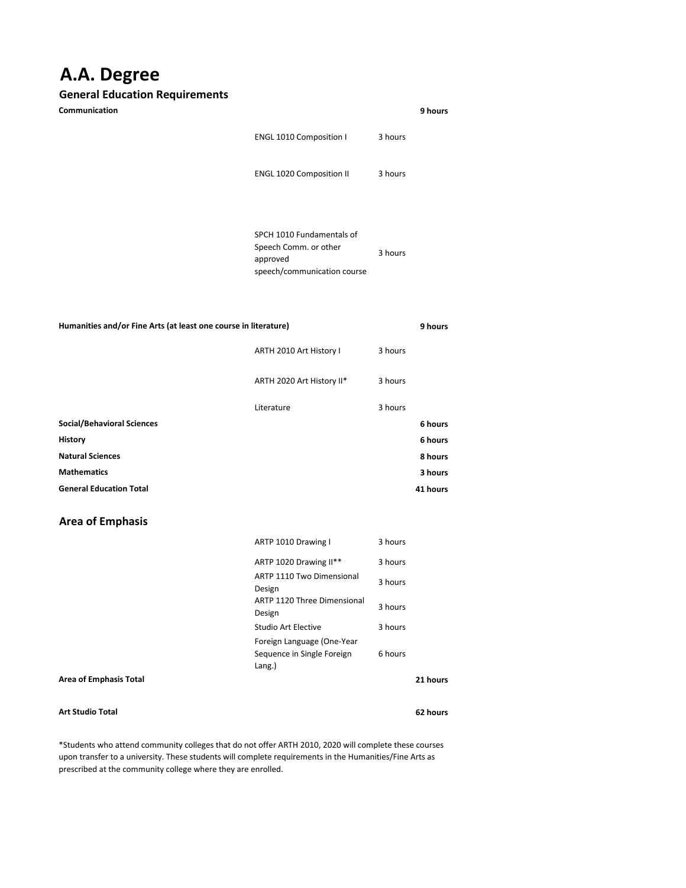# A.A. Degree

## General Education Requirements

| | | | |
|---|---|---|---|
| **Communication** | | | **9 hours** |
| | ENGL 1010 Composition I | 3 hours | |
| | ENGL 1020 Composition II | 3 hours | |
| | SPCH 1010 Fundamentals of Speech Comm. or other approved speech/communication course | 3 hours | |
| **Humanities and/or Fine Arts (at least one course in literature)** | | | **9 hours** |
| | ARTH 2010 Art History I | 3 hours | |
| | ARTH 2020 Art History II* | 3 hours | |
| | Literature | 3 hours | |
| **Social/Behavioral Sciences** | | | **6 hours** |
| **History** | | | **6 hours** |
| **Natural Sciences** | | | **8 hours** |
| **Mathematics** | | | **3 hours** |
| **General Education Total** | | | **41 hours** |

## Area of Emphasis

| | | | |
|---|---|---|---|
| | ARTP 1010 Drawing I | 3 hours | |
| | ARTP 1020 Drawing II** | 3 hours | |
| | ARTP 1110 Two Dimensional Design | 3 hours | |
| | ARTP 1120 Three Dimensional Design | 3 hours | |
| | Studio Art Elective | 3 hours | |
| | Foreign Language (One-Year Sequence in Single Foreign Lang.) | 6 hours | |
| **Area of Emphasis Total** | | | **21 hours** |
| **Art Studio Total** | | | **62 hours** |

*Students who attend community colleges that do not offer ARTH 2010, 2020 will complete these courses upon transfer to a university. These students will complete requirements in the Humanities/Fine Arts as prescribed at the community college where they are enrolled.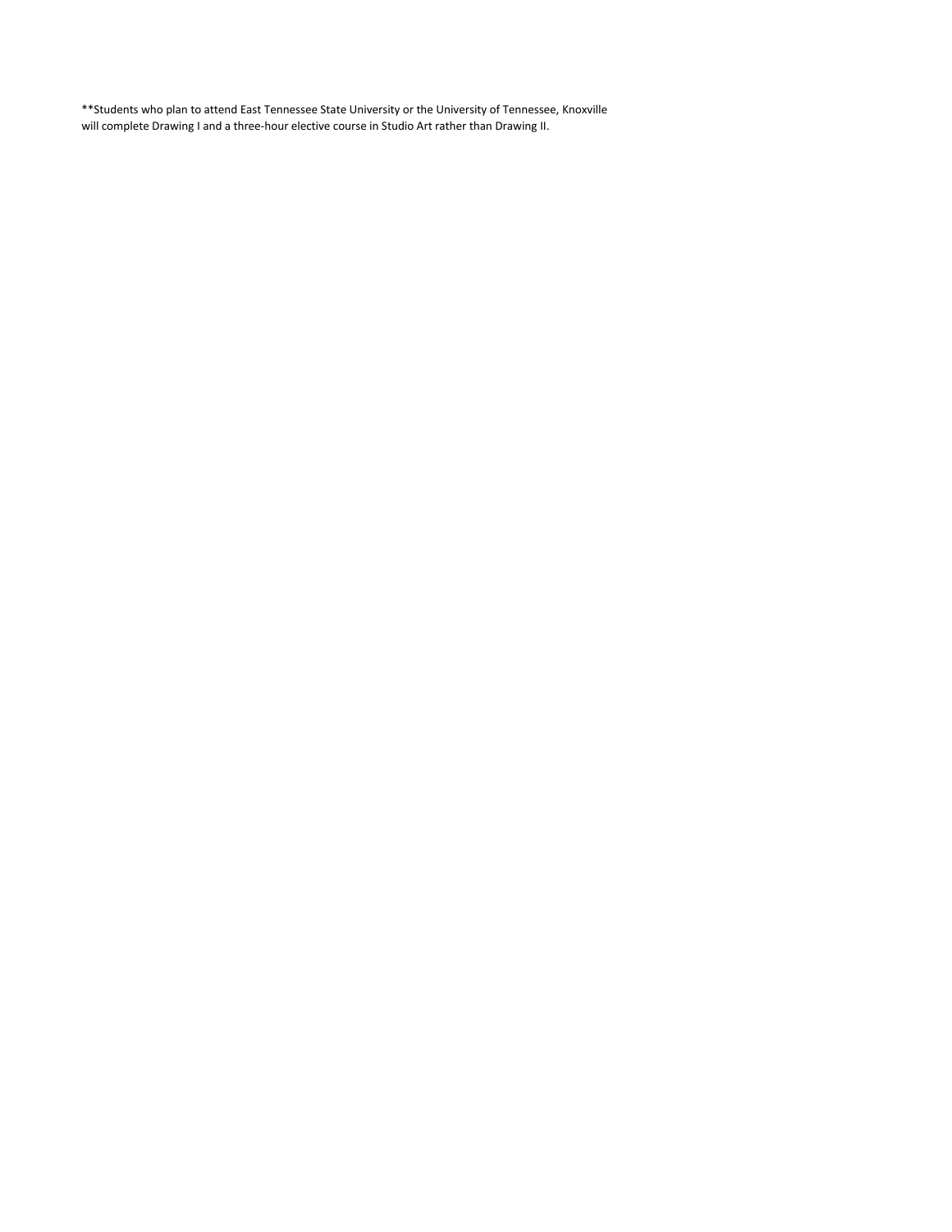**Students who plan to attend East Tennessee State University or the University of Tennessee, Knoxville will complete Drawing I and a three-hour elective course in Studio Art rather than Drawing II.